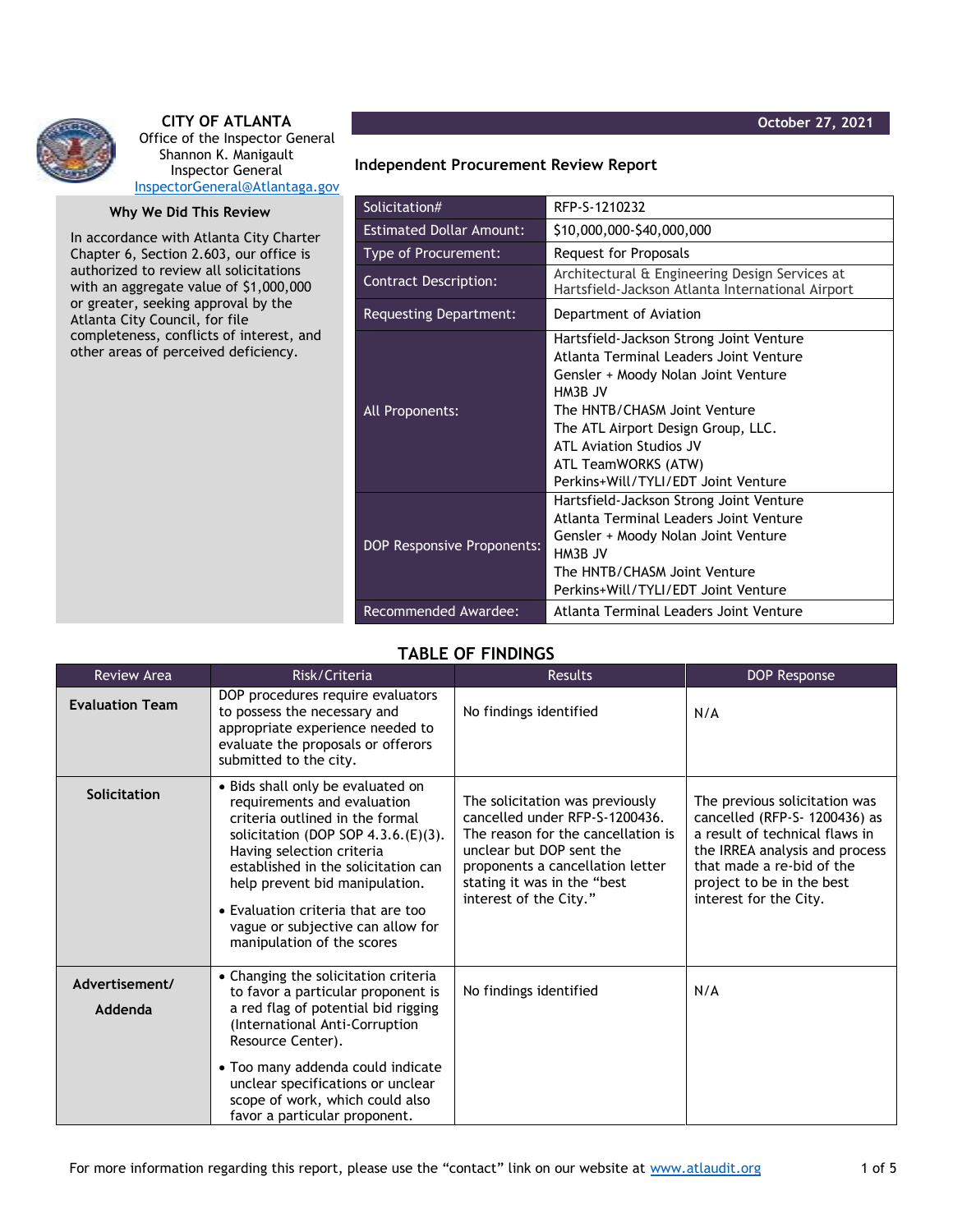**CITY OF ATLANTA**
Office of the Inspector General
Shannon K. Manigault
Inspector General
InspectorGeneral@Atlantaga.gov

October 27, 2021

## Independent Procurement Review Report

### Why We Did This Review

In accordance with Atlanta City Charter Chapter 6, Section 2.603, our office is authorized to review all solicitations with an aggregate value of $1,000,000 or greater, seeking approval by the Atlanta City Council, for file completeness, conflicts of interest, and other areas of perceived deficiency.

| | |
|---|---|
| Solicitation# | RFP-S-1210232 |
| Estimated Dollar Amount: | $10,000,000-$40,000,000 |
| Type of Procurement: | Request for Proposals |
| Contract Description: | Architectural & Engineering Design Services at Hartsfield-Jackson Atlanta International Airport |
| Requesting Department: | Department of Aviation |
| All Proponents: | Hartsfield-Jackson Strong Joint Venture<br>Atlanta Terminal Leaders Joint Venture<br>Gensler + Moody Nolan Joint Venture<br>HM3B JV<br>The HNTB/CHASM Joint Venture<br>The ATL Airport Design Group, LLC.<br>ATL Aviation Studios JV<br>ATL TeamWORKS (ATW)<br>Perkins+Will/TYLI/EDT Joint Venture |
| DOP Responsive Proponents: | Hartsfield-Jackson Strong Joint Venture<br>Atlanta Terminal Leaders Joint Venture<br>Gensler + Moody Nolan Joint Venture<br>HM3B JV<br>The HNTB/CHASM Joint Venture<br>Perkins+Will/TYLI/EDT Joint Venture |
| Recommended Awardee: | Atlanta Terminal Leaders Joint Venture |

### TABLE OF FINDINGS

| Review Area | Risk/Criteria | Results | DOP Response |
|---|---|---|---|
| **Evaluation Team** | DOP procedures require evaluators to possess the necessary and appropriate experience needed to evaluate the proposals or offerors submitted to the city. | No findings identified | N/A |
| **Solicitation** | • Bids shall only be evaluated on requirements and evaluation criteria outlined in the formal solicitation (DOP SOP 4.3.6.(E)(3). Having selection criteria established in the solicitation can help prevent bid manipulation.<br>• Evaluation criteria that are too vague or subjective can allow for manipulation of the scores | The solicitation was previously cancelled under RFP-S-1200436. The reason for the cancellation is unclear but DOP sent the proponents a cancellation letter stating it was in the "best interest of the City." | The previous solicitation was cancelled (RFP-S- 1200436) as a result of technical flaws in the IRREA analysis and process that made a re-bid of the project to be in the best interest for the City. |
| **Advertisement/ Addenda** | • Changing the solicitation criteria to favor a particular proponent is a red flag of potential bid rigging (International Anti-Corruption Resource Center).<br>• Too many addenda could indicate unclear specifications or unclear scope of work, which could also favor a particular proponent. | No findings identified | N/A |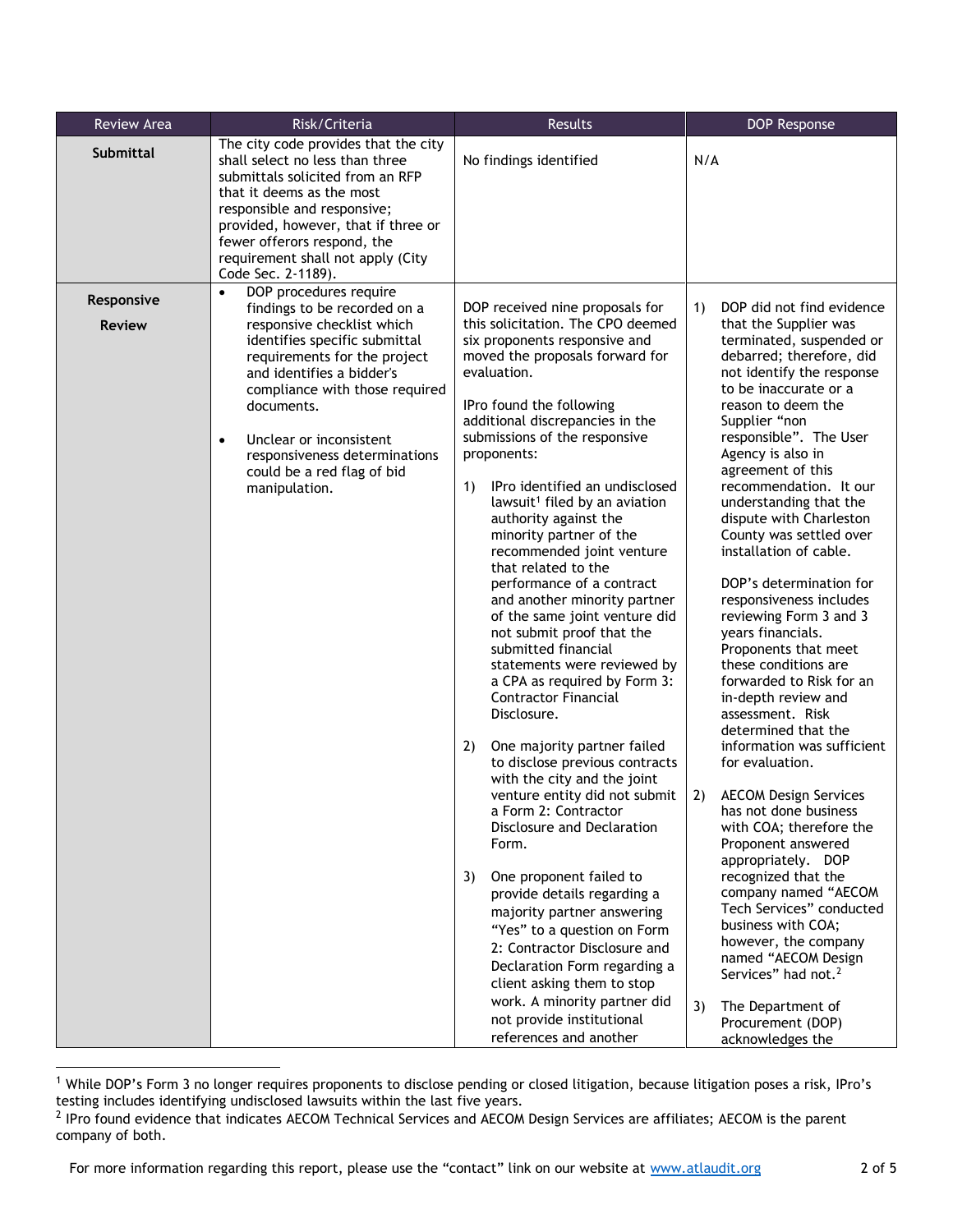| Review Area | Risk/Criteria | Results | DOP Response |
|---|---|---|---|
| **Submittal** | The city code provides that the city shall select no less than three submittals solicited from an RFP that it deems as the most responsible and responsive; provided, however, that if three or fewer offerors respond, the requirement shall not apply (City Code Sec. 2-1189). | No findings identified | N/A |
| **Responsive Review** | • DOP procedures require findings to be recorded on a responsive checklist which identifies specific submittal requirements for the project and identifies a bidder's compliance with those required documents.<br><br>• Unclear or inconsistent responsiveness determinations could be a red flag of bid manipulation. | DOP received nine proposals for this solicitation. The CPO deemed six proponents responsive and moved the proposals forward for evaluation.<br><br>IPro found the following additional discrepancies in the submissions of the responsive proponents:<br><br>1) IPro identified an undisclosed lawsuit[1] filed by an aviation authority against the minority partner of the recommended joint venture that related to the performance of a contract and another minority partner of the same joint venture did not submit proof that the submitted financial statements were reviewed by a CPA as required by Form 3: Contractor Financial Disclosure.<br><br>2) One majority partner failed to disclose previous contracts with the city and the joint venture entity did not submit a Form 2: Contractor Disclosure and Declaration Form.<br><br>3) One proponent failed to provide details regarding a majority partner answering "Yes" to a question on Form 2: Contractor Disclosure and Declaration Form regarding a client asking them to stop work. A minority partner did not provide institutional references and another | 1) DOP did not find evidence that the Supplier was terminated, suspended or debarred; therefore, did not identify the response to be inaccurate or a reason to deem the Supplier "non responsible". The User Agency is also in agreement of this recommendation. It our understanding that the dispute with Charleston County was settled over installation of cable.<br><br>DOP's determination for responsiveness includes reviewing Form 3 and 3 years financials. Proponents that meet these conditions are forwarded to Risk for an in-depth review and assessment. Risk determined that the information was sufficient for evaluation.<br><br>2) AECOM Design Services has not done business with COA; therefore the Proponent answered appropriately. DOP recognized that the company named "AECOM Tech Services" conducted business with COA; however, the company named "AECOM Design Services" had not.[2]<br><br>3) The Department of Procurement (DOP) acknowledges the |

[1] While DOP's Form 3 no longer requires proponents to disclose pending or closed litigation, because litigation poses a risk, IPro's testing includes identifying undisclosed lawsuits within the last five years.

[2] IPro found evidence that indicates AECOM Technical Services and AECOM Design Services are affiliates; AECOM is the parent company of both.

For more information regarding this report, please use the "contact" link on our website at www.atlaudit.org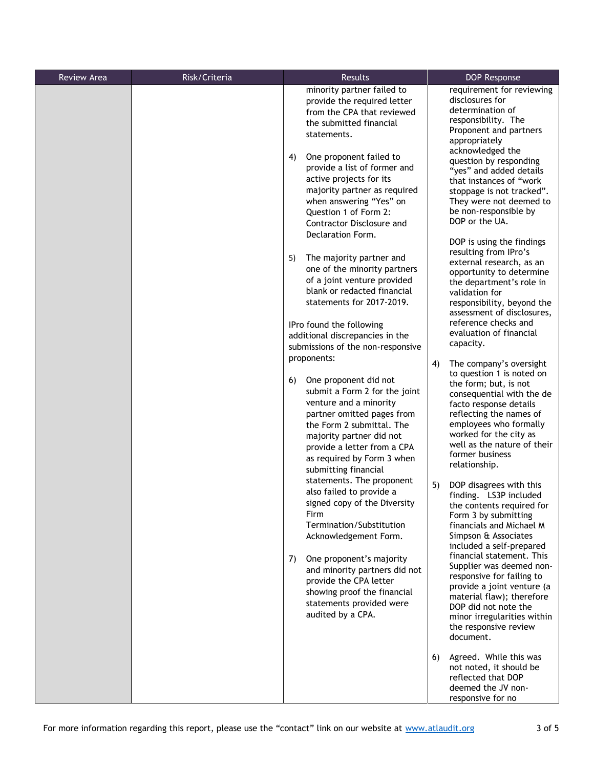| Review Area | Risk/Criteria | Results | DOP Response |
| --- | --- | --- | --- |
| | | minority partner failed to provide the required letter from the CPA that reviewed the submitted financial statements.<br><br>4) One proponent failed to provide a list of former and active projects for its majority partner as required when answering "Yes" on Question 1 of Form 2: Contractor Disclosure and Declaration Form.<br><br>5) The majority partner and one of the minority partners of a joint venture provided blank or redacted financial statements for 2017-2019.<br><br>IPro found the following additional discrepancies in the submissions of the non-responsive proponents:<br><br>6) One proponent did not submit a Form 2 for the joint venture and a minority partner omitted pages from the Form 2 submittal. The majority partner did not provide a letter from a CPA as required by Form 3 when submitting financial statements. The proponent also failed to provide a signed copy of the Diversity Firm Termination/Substitution Acknowledgement Form.<br><br>7) One proponent's majority and minority partners did not provide the CPA letter showing proof the financial statements provided were audited by a CPA. | requirement for reviewing disclosures for determination of responsibility. The Proponent and partners appropriately acknowledged the question by responding "yes" and added details that instances of "work stoppage is not tracked". They were not deemed to be non-responsible by DOP or the UA.<br><br>DOP is using the findings resulting from IPro's external research, as an opportunity to determine the department's role in validation for responsibility, beyond the assessment of disclosures, reference checks and evaluation of financial capacity.<br><br>4) The company's oversight to question 1 is noted on the form; but, is not consequential with the de facto response details reflecting the names of employees who formally worked for the city as well as the nature of their former business relationship.<br><br>5) DOP disagrees with this finding. LS3P included the contents required for Form 3 by submitting financials and Michael M Simpson & Associates included a self-prepared financial statement. This Supplier was deemed non-responsive for failing to provide a joint venture (a material flaw); therefore DOP did not note the minor irregularities within the responsive review document.<br><br>6) Agreed. While this was not noted, it should be reflected that DOP deemed the JV non-responsive for no |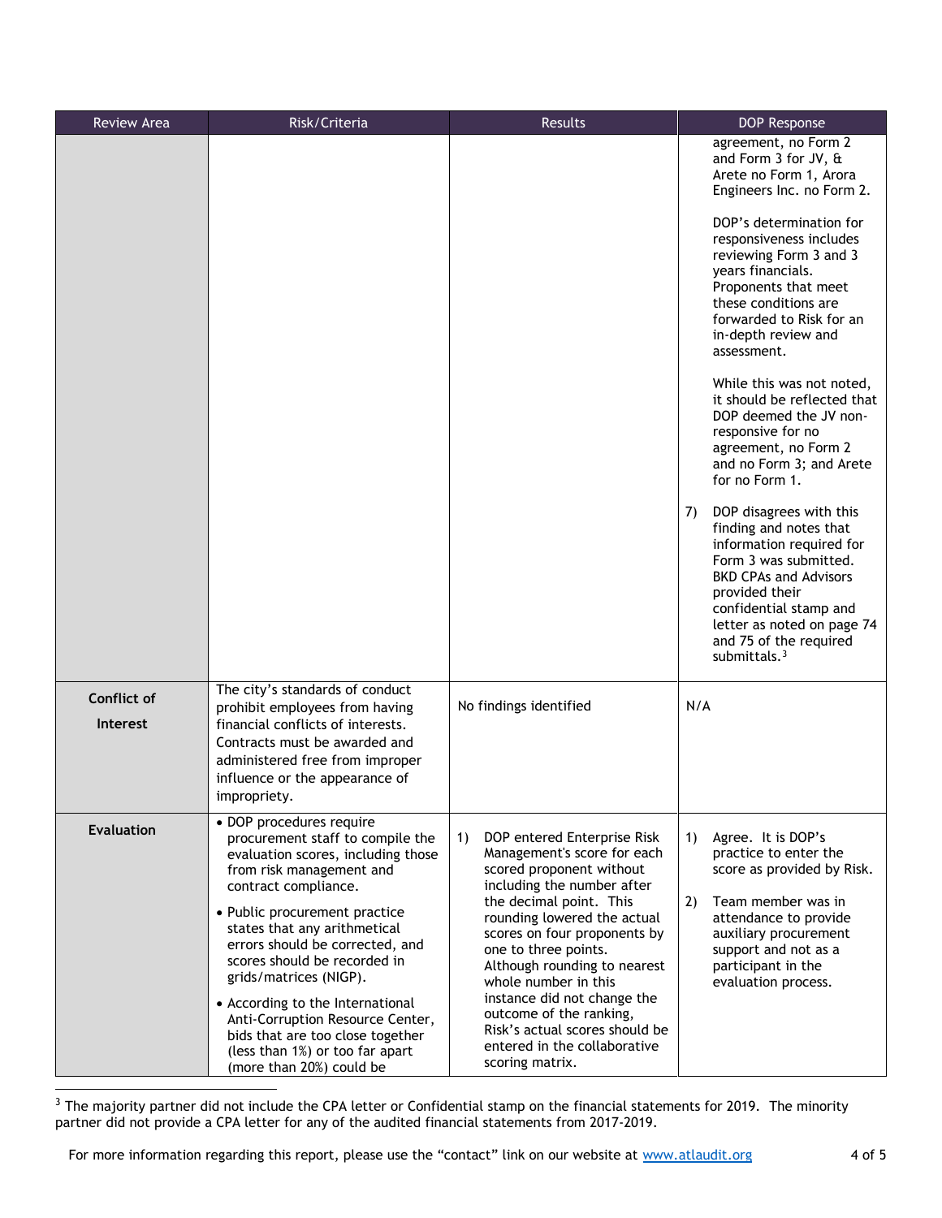| Review Area | Risk/Criteria | Results | DOP Response |
|---|---|---|---|
| | | | agreement, no Form 2 and Form 3 for JV, & Arete no Form 1, Arora Engineers Inc. no Form 2.<br><br>DOP's determination for responsiveness includes reviewing Form 3 and 3 years financials. Proponents that meet these conditions are forwarded to Risk for an in-depth review and assessment.<br><br>While this was not noted, it should be reflected that DOP deemed the JV non-responsive for no agreement, no Form 2 and no Form 3; and Arete for no Form 1.<br><br>7) DOP disagrees with this finding and notes that information required for Form 3 was submitted. BKD CPAs and Advisors provided their confidential stamp and letter as noted on page 74 and 75 of the required submittals.[3] |
| **Conflict of Interest** | The city's standards of conduct prohibit employees from having financial conflicts of interests. Contracts must be awarded and administered free from improper influence or the appearance of impropriety. | No findings identified | N/A |
| **Evaluation** | • DOP procedures require procurement staff to compile the evaluation scores, including those from risk management and contract compliance.<br><br>• Public procurement practice states that any arithmetical errors should be corrected, and scores should be recorded in grids/matrices (NIGP).<br><br>• According to the International Anti-Corruption Resource Center, bids that are too close together (less than 1%) or too far apart (more than 20%) could be | 1) DOP entered Enterprise Risk Management's score for each scored proponent without including the number after the decimal point. This rounding lowered the actual scores on four proponents by one to three points. Although rounding to nearest whole number in this instance did not change the outcome of the ranking, Risk's actual scores should be entered in the collaborative scoring matrix. | 1) Agree. It is DOP's practice to enter the score as provided by Risk.<br><br>2) Team member was in attendance to provide auxiliary procurement support and not as a participant in the evaluation process. |

[3] The majority partner did not include the CPA letter or Confidential stamp on the financial statements for 2019. The minority partner did not provide a CPA letter for any of the audited financial statements from 2017-2019.

For more information regarding this report, please use the "contact" link on our website at www.atlaudit.org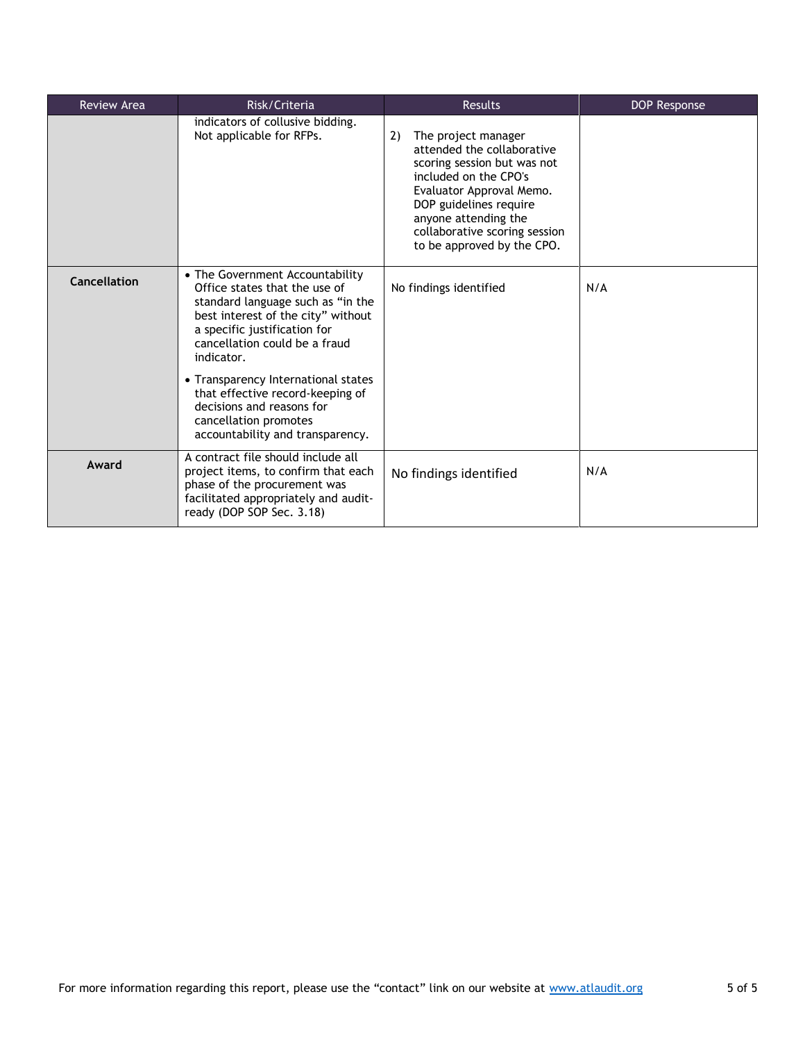| Review Area | Risk/Criteria | Results | DOP Response |
| --- | --- | --- | --- |
| | indicators of collusive bidding. Not applicable for RFPs. | 2) The project manager attended the collaborative scoring session but was not included on the CPO's Evaluator Approval Memo. DOP guidelines require anyone attending the collaborative scoring session to be approved by the CPO. | |
| **Cancellation** | • The Government Accountability Office states that the use of standard language such as "in the best interest of the city" without a specific justification for cancellation could be a fraud indicator.<br>• Transparency International states that effective record-keeping of decisions and reasons for cancellation promotes accountability and transparency. | No findings identified | N/A |
| **Award** | A contract file should include all project items, to confirm that each phase of the procurement was facilitated appropriately and audit-ready (DOP SOP Sec. 3.18) | No findings identified | N/A |

For more information regarding this report, please use the "contact" link on our website at [www.atlaudit.org](www.atlaudit.org)